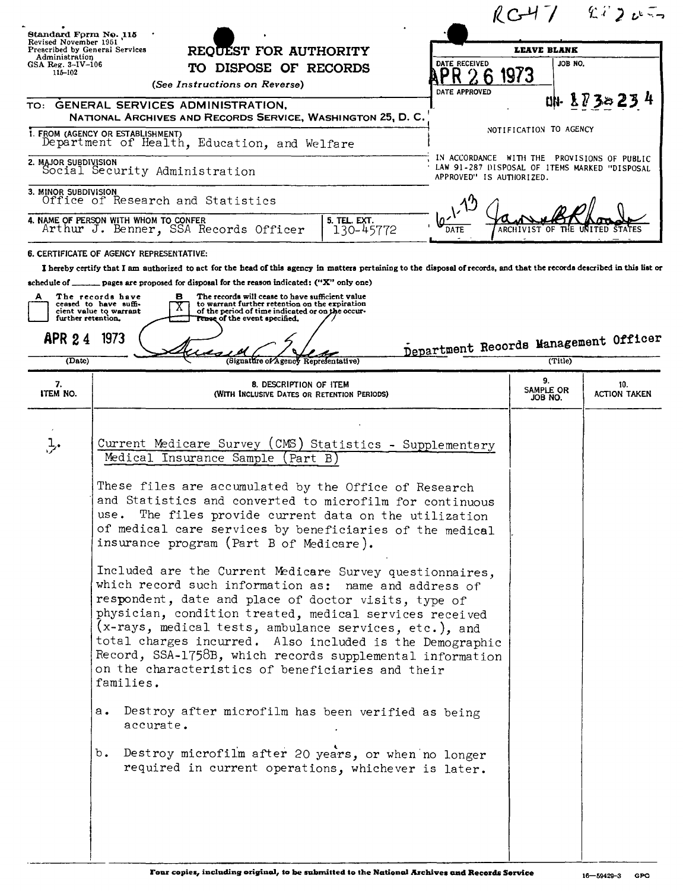RG 47 &nbsp;&nbsp; 22 2 ...

Standard Form No. 115
Revised November 1951
Prescribed by General Services Administration
GSA Reg. 3-IV-106
115-102

# REQUEST FOR AUTHORITY TO DISPOSE OF RECORDS

*(See Instructions on Reverse)*

| LEAVE BLANK | |
|---|---|
| DATE RECEIVED: APR 26 1973 | JOB NO. |
| DATE APPROVED | NN-173-234 |

NOTIFICATION TO AGENCY

IN ACCORDANCE WITH THE PROVISIONS OF PUBLIC LAW 91-287 DISPOSAL OF ITEMS MARKED "DISPOSAL APPROVED" IS AUTHORIZED.

6-1-73 &nbsp;&nbsp; [signature] ARCHIVIST OF THE UNITED STATES

TO: GENERAL SERVICES ADMINISTRATION, NATIONAL ARCHIVES AND RECORDS SERVICE, WASHINGTON 25, D. C.

1. FROM (AGENCY OR ESTABLISHMENT): Department of Health, Education, and Welfare

2. MAJOR SUBDIVISION: Social Security Administration

3. MINOR SUBDIVISION: Office of Research and Statistics

4. NAME OF PERSON WITH WHOM TO CONFER: Arthur J. Benner, SSA Records Officer

5. TEL. EXT.: 130-45772

6. CERTIFICATE OF AGENCY REPRESENTATIVE:

I hereby certify that I am authorized to act for the head of this agency in matters pertaining to the disposal of records, and that the records described in this list or schedule of ______ pages are proposed for disposal for the reason indicated: ("X" only one)

- A [ ] The records have ceased to have sufficient value to warrant further retention.
- B [X] The records will cease to have sufficient value to warrant further retention on the expiration of the period of time indicated or on the occurrence of the event specified.

APR 24 1973 (Date) &nbsp;&nbsp; [signature] (Signature of Agency Representative) &nbsp;&nbsp; Department Records Management Officer (Title)

| 7. ITEM NO. | 8. DESCRIPTION OF ITEM (WITH INCLUSIVE DATES OR RETENTION PERIODS) | 9. SAMPLE OR JOB NO. | 10. ACTION TAKEN |
|---|---|---|---|
| 1. | Current Medicare Survey (CMS) Statistics - Supplementary Medical Insurance Sample (Part B) | | |

These files are accumulated by the Office of Research and Statistics and converted to microfilm for continuous use. The files provide current data on the utilization of medical care services by beneficiaries of the medical insurance program (Part B of Medicare).

Included are the Current Medicare Survey questionnaires, which record such information as: name and address of respondent, date and place of doctor visits, type of physician, condition treated, medical services received (x-rays, medical tests, ambulance services, etc.), and total charges incurred. Also included is the Demographic Record, SSA-1758B, which records supplemental information on the characteristics of beneficiaries and their families.

a. Destroy after microfilm has been verified as being accurate.

b. Destroy microfilm after 20 years, or when no longer required in current operations, whichever is later.

**Four copies, including original, to be submitted to the National Archives and Records Service**

16—59429-3 GPO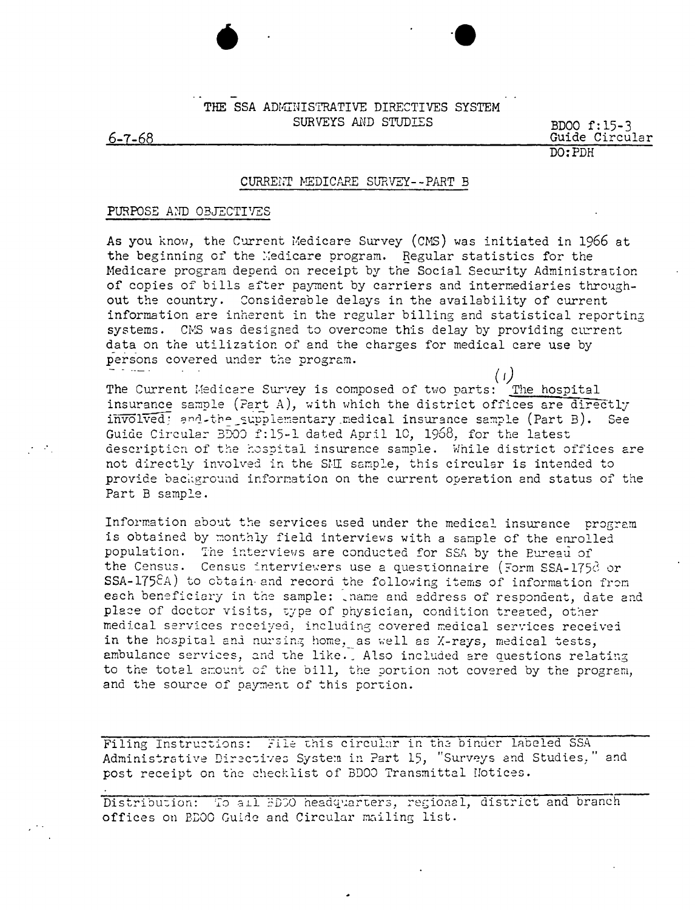THE SSA ADMINISTRATIVE DIRECTIVES SYSTEM
SURVEYS AND STUDIES

6-7-68

BDOO f:15-3
Guide Circular
DO:PDH

## CURRENT MEDICARE SURVEY--PART B

### PURPOSE AND OBJECTIVES

As you know, the Current Medicare Survey (CMS) was initiated in 1966 at the beginning of the Medicare program. Regular statistics for the Medicare program depend on receipt by the Social Security Administration of copies of bills after payment by carriers and intermediaries throughout the country. Considerable delays in the availability of current information are inherent in the regular billing and statistical reporting systems. CMS was designed to overcome this delay by providing current data on the utilization of and the charges for medical care use by persons covered under the program.

(1)

The Current Medicare Survey is composed of two parts: The hospital insurance sample (Part A), with which the district offices are directly involved; and the supplementary medical insurance sample (Part B). See Guide Circular BDOO f:15-1 dated April 10, 1968, for the latest description of the hospital insurance sample. While district offices are not directly involved in the SMI sample, this circular is intended to provide background information on the current operation and status of the Part B sample.

Information about the services used under the medical insurance program is obtained by monthly field interviews with a sample of the enrolled population. The interviews are conducted for SSA by the Bureau of the Census. Census interviewers use a questionnaire (Form SSA-1758 or SSA-1758A) to obtain and record the following items of information from each beneficiary in the sample: name and address of respondent, date and place of doctor visits, type of physician, condition treated, other medical services received, including covered medical services received in the hospital and nursing home, as well as X-rays, medical tests, ambulance services, and the like. Also included are questions relating to the total amount of the bill, the portion not covered by the program, and the source of payment of this portion.

---

Filing Instructions: File this circular in the binder labeled SSA Administrative Directives System in Part 15, "Surveys and Studies," and post receipt on the checklist of BDOO Transmittal Notices.

---

Distribution: To all BDOO headquarters, regional, district and branch offices on BDOO Guide and Circular mailing list.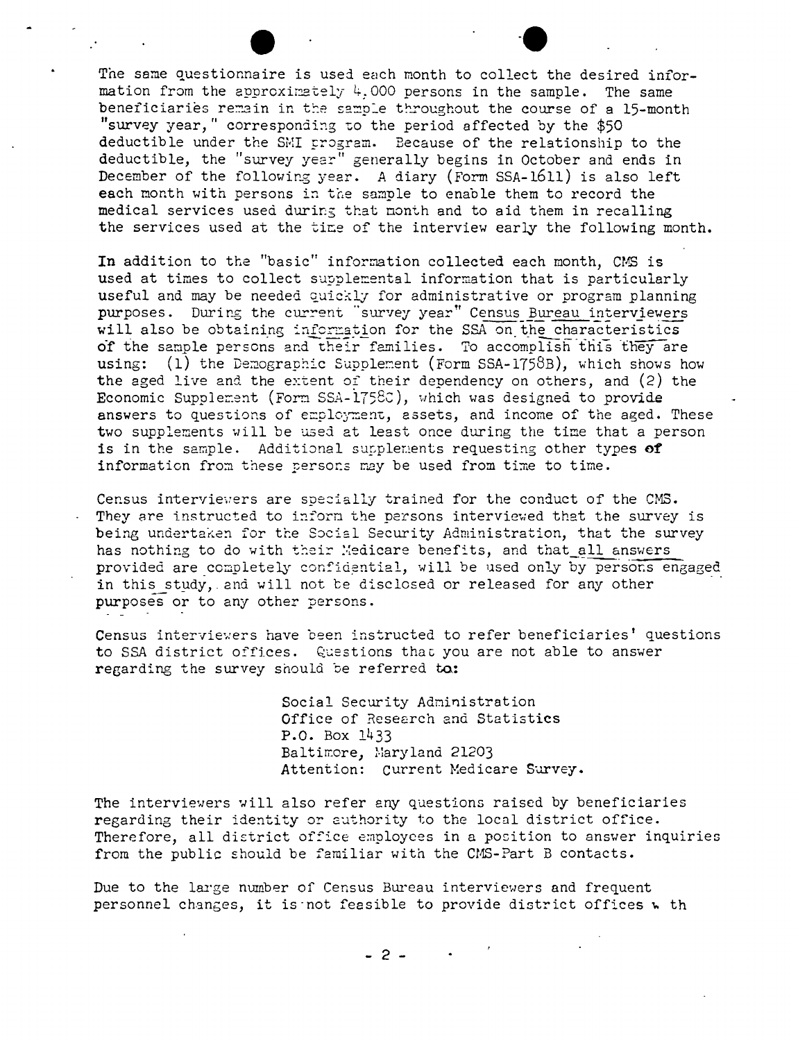The same questionnaire is used each month to collect the desired information from the approximately 4,000 persons in the sample. The same beneficiaries remain in the sample throughout the course of a 15-month "survey year," corresponding to the period affected by the $50 deductible under the SMI program. Because of the relationship to the deductible, the "survey year" generally begins in October and ends in December of the following year. A diary (Form SSA-1611) is also left each month with persons in the sample to enable them to record the medical services used during that month and to aid them in recalling the services used at the time of the interview early the following month.

In addition to the "basic" information collected each month, CMS is used at times to collect supplemental information that is particularly useful and may be needed quickly for administrative or program planning purposes. During the current "survey year" Census Bureau interviewers will also be obtaining information for the SSA on the characteristics of the sample persons and their families. To accomplish this they are using: (1) the Demographic Supplement (Form SSA-1758B), which shows how the aged live and the extent of their dependency on others, and (2) the Economic Supplement (Form SSA-1758C), which was designed to provide answers to questions of employment, assets, and income of the aged. These two supplements will be used at least once during the time that a person is in the sample. Additional supplements requesting other types of information from these persons may be used from time to time.

Census interviewers are specially trained for the conduct of the CMS. They are instructed to inform the persons interviewed that the survey is being undertaken for the Social Security Administration, that the survey has nothing to do with their Medicare benefits, and that all answers provided are completely confidential, will be used only by persons engaged in this study, and will not be disclosed or released for any other purposes or to any other persons.

Census interviewers have been instructed to refer beneficiaries' questions to SSA district offices. Questions that you are not able to answer regarding the survey should be referred to:

> Social Security Administration
> Office of Research and Statistics
> P.O. Box 1433
> Baltimore, Maryland 21203
> Attention: Current Medicare Survey.

The interviewers will also refer any questions raised by beneficiaries regarding their identity or authority to the local district office. Therefore, all district office employees in a position to answer inquiries from the public should be familiar with the CMS-Part B contacts.

Due to the large number of Census Bureau interviewers and frequent personnel changes, it is not feasible to provide district offices with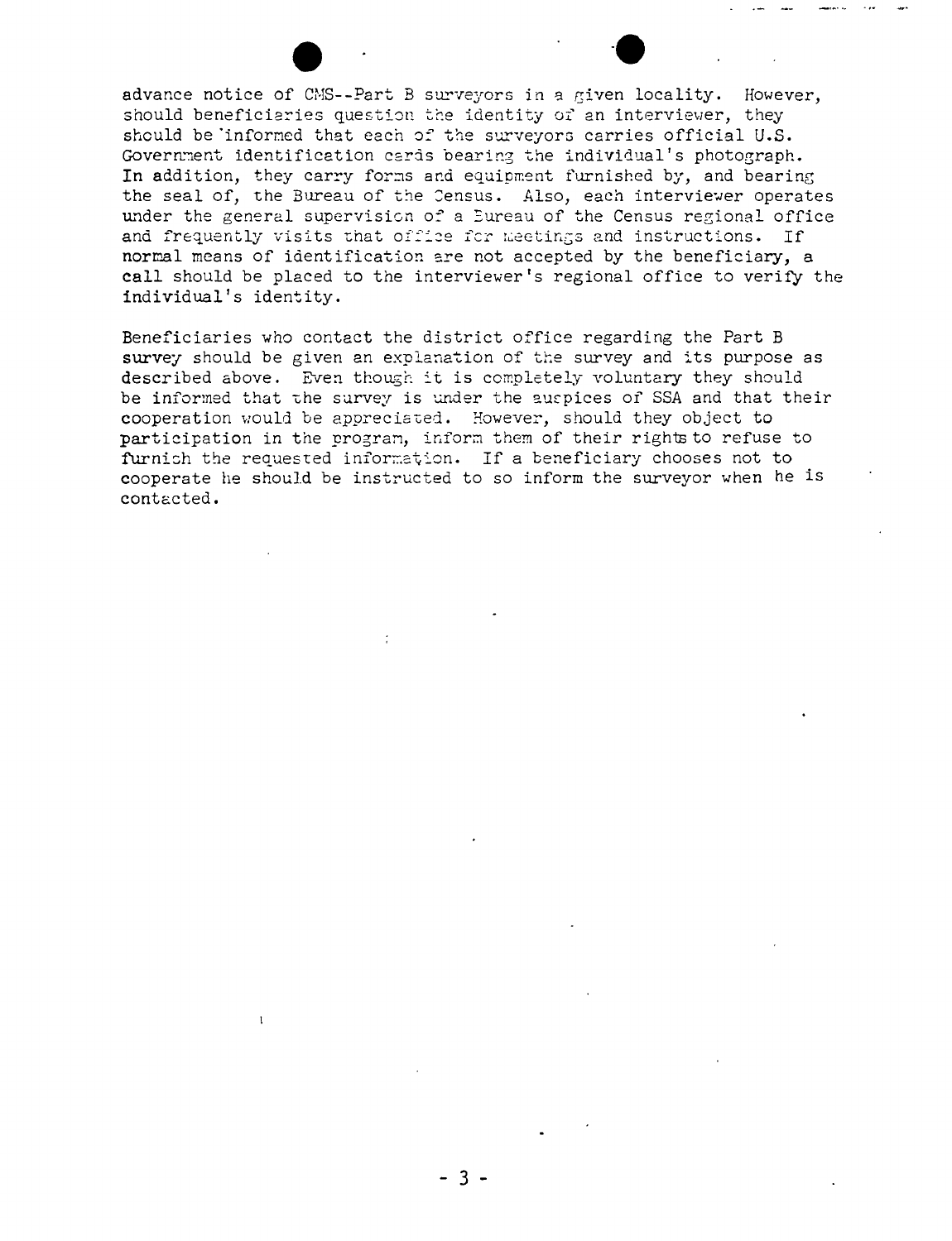advance notice of CMS--Part B surveyors in a given locality. However, should beneficiaries question the identity of an interviewer, they should be informed that each of the surveyors carries official U.S. Government identification cards bearing the individual's photograph. In addition, they carry forms and equipment furnished by, and bearing the seal of, the Bureau of the Census. Also, each interviewer operates under the general supervision of a Bureau of the Census regional office and frequently visits that office for meetings and instructions. If normal means of identification are not accepted by the beneficiary, a call should be placed to the interviewer's regional office to verify the individual's identity.

Beneficiaries who contact the district office regarding the Part B survey should be given an explanation of the survey and its purpose as described above. Even though it is completely voluntary they should be informed that the survey is under the aucpices of SSA and that their cooperation would be appreciated. However, should they object to participation in the program, inform them of their rights to refuse to furnich the requested information. If a beneficiary chooses not to cooperate he should be instructed to so inform the surveyor when he is contacted.